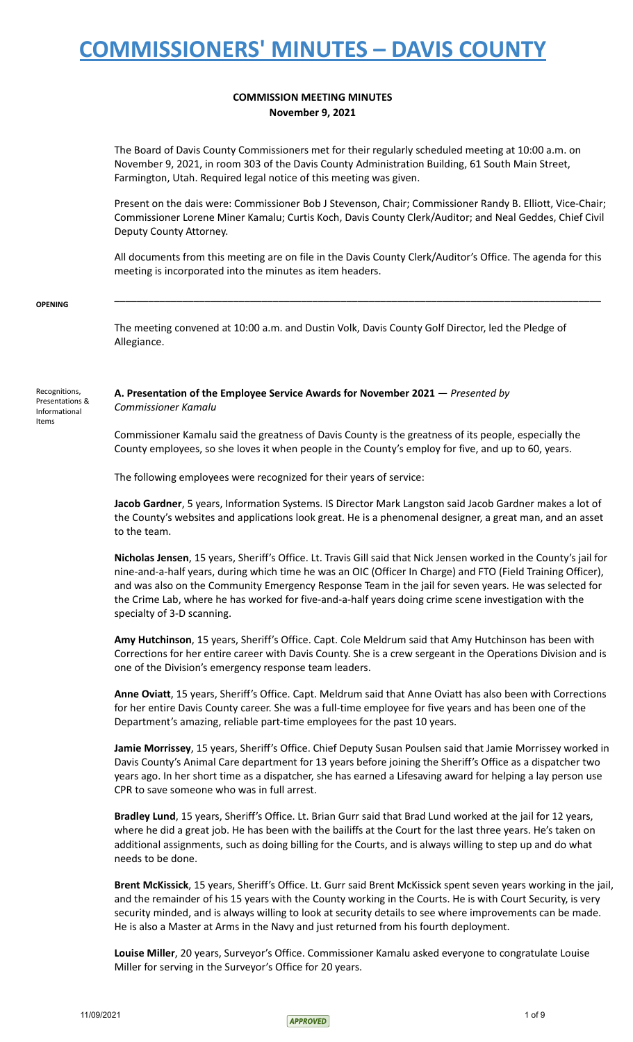# COMMISSIONERS' MINUTES – DAVIS COUNTY

## COMMISSION MEETING MINUTES
**November 9, 2021**

The Board of Davis County Commissioners met for their regularly scheduled meeting at 10:00 a.m. on November 9, 2021, in room 303 of the Davis County Administration Building, 61 South Main Street, Farmington, Utah. Required legal notice of this meeting was given.

Present on the dais were: Commissioner Bob J Stevenson, Chair; Commissioner Randy B. Elliott, Vice-Chair; Commissioner Lorene Miner Kamalu; Curtis Koch, Davis County Clerk/Auditor; and Neal Geddes, Chief Civil Deputy County Attorney.

All documents from this meeting are on file in the Davis County Clerk/Auditor's Office. The agenda for this meeting is incorporated into the minutes as item headers.

---

**OPENING**

The meeting convened at 10:00 a.m. and Dustin Volk, Davis County Golf Director, led the Pledge of Allegiance.

Recognitions, Presentations & Informational Items

**A. Presentation of the Employee Service Awards for November 2021** — *Presented by Commissioner Kamalu*

Commissioner Kamalu said the greatness of Davis County is the greatness of its people, especially the County employees, so she loves it when people in the County's employ for five, and up to 60, years.

The following employees were recognized for their years of service:

**Jacob Gardner**, 5 years, Information Systems. IS Director Mark Langston said Jacob Gardner makes a lot of the County's websites and applications look great. He is a phenomenal designer, a great man, and an asset to the team.

**Nicholas Jensen**, 15 years, Sheriff's Office. Lt. Travis Gill said that Nick Jensen worked in the County's jail for nine-and-a-half years, during which time he was an OIC (Officer In Charge) and FTO (Field Training Officer), and was also on the Community Emergency Response Team in the jail for seven years. He was selected for the Crime Lab, where he has worked for five-and-a-half years doing crime scene investigation with the specialty of 3-D scanning.

**Amy Hutchinson**, 15 years, Sheriff's Office. Capt. Cole Meldrum said that Amy Hutchinson has been with Corrections for her entire career with Davis County. She is a crew sergeant in the Operations Division and is one of the Division's emergency response team leaders.

**Anne Oviatt**, 15 years, Sheriff's Office. Capt. Meldrum said that Anne Oviatt has also been with Corrections for her entire Davis County career. She was a full-time employee for five years and has been one of the Department's amazing, reliable part-time employees for the past 10 years.

**Jamie Morrissey**, 15 years, Sheriff's Office. Chief Deputy Susan Poulsen said that Jamie Morrissey worked in Davis County's Animal Care department for 13 years before joining the Sheriff's Office as a dispatcher two years ago. In her short time as a dispatcher, she has earned a Lifesaving award for helping a lay person use CPR to save someone who was in full arrest.

**Bradley Lund**, 15 years, Sheriff's Office. Lt. Brian Gurr said that Brad Lund worked at the jail for 12 years, where he did a great job. He has been with the bailiffs at the Court for the last three years. He's taken on additional assignments, such as doing billing for the Courts, and is always willing to step up and do what needs to be done.

**Brent McKissick**, 15 years, Sheriff's Office. Lt. Gurr said Brent McKissick spent seven years working in the jail, and the remainder of his 15 years with the County working in the Courts. He is with Court Security, is very security minded, and is always willing to look at security details to see where improvements can be made. He is also a Master at Arms in the Navy and just returned from his fourth deployment.

**Louise Miller**, 20 years, Surveyor's Office. Commissioner Kamalu asked everyone to congratulate Louise Miller for serving in the Surveyor's Office for 20 years.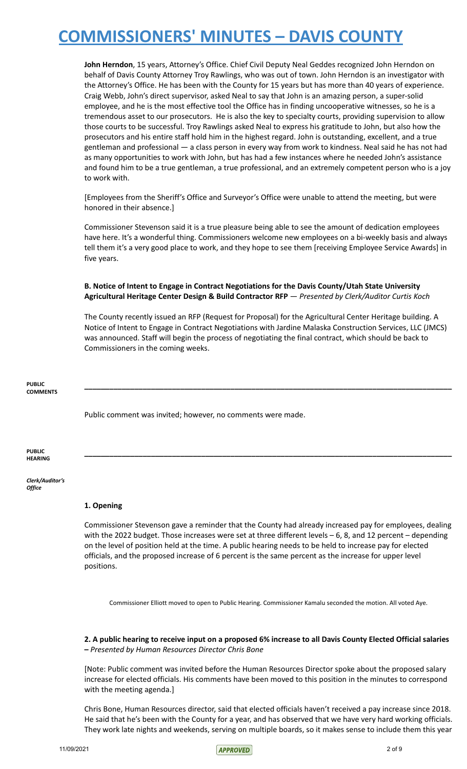**John Herndon**, 15 years, Attorney's Office. Chief Civil Deputy Neal Geddes recognized John Herndon on behalf of Davis County Attorney Troy Rawlings, who was out of town. John Herndon is an investigator with the Attorney's Office. He has been with the County for 15 years but has more than 40 years of experience. Craig Webb, John's direct supervisor, asked Neal to say that John is an amazing person, a super-solid employee, and he is the most effective tool the Office has in finding uncooperative witnesses, so he is a tremendous asset to our prosecutors. He is also the key to specialty courts, providing supervision to allow those courts to be successful. Troy Rawlings asked Neal to express his gratitude to John, but also how the prosecutors and his entire staff hold him in the highest regard. John is outstanding, excellent, and a true gentleman and professional — a class person in every way from work to kindness. Neal said he has not had as many opportunities to work with John, but has had a few instances where he needed John's assistance and found him to be a true gentleman, a true professional, and an extremely competent person who is a joy to work with.

[Employees from the Sheriff's Office and Surveyor's Office were unable to attend the meeting, but were honored in their absence.]

Commissioner Stevenson said it is a true pleasure being able to see the amount of dedication employees have here. It's a wonderful thing. Commissioners welcome new employees on a bi-weekly basis and always tell them it's a very good place to work, and they hope to see them [receiving Employee Service Awards] in five years.

**B. Notice of Intent to Engage in Contract Negotiations for the Davis County/Utah State University Agricultural Heritage Center Design & Build Contractor RFP** — *Presented by Clerk/Auditor Curtis Koch*

The County recently issued an RFP (Request for Proposal) for the Agricultural Center Heritage building. A Notice of Intent to Engage in Contract Negotiations with Jardine Malaska Construction Services, LLC (JMCS) was announced. Staff will begin the process of negotiating the final contract, which should be back to Commissioners in the coming weeks.

**PUBLIC COMMENTS**

---

Public comment was invited; however, no comments were made.

**PUBLIC HEARING**

---

*Clerk/Auditor's Office*

**1. Opening**

Commissioner Stevenson gave a reminder that the County had already increased pay for employees, dealing with the 2022 budget. Those increases were set at three different levels – 6, 8, and 12 percent – depending on the level of position held at the time. A public hearing needs to be held to increase pay for elected officials, and the proposed increase of 6 percent is the same percent as the increase for upper level positions.

Commissioner Elliott moved to open to Public Hearing. Commissioner Kamalu seconded the motion. All voted Aye.

**2. A public hearing to receive input on a proposed 6% increase to all Davis County Elected Official salaries –** *Presented by Human Resources Director Chris Bone*

[Note: Public comment was invited before the Human Resources Director spoke about the proposed salary increase for elected officials. His comments have been moved to this position in the minutes to correspond with the meeting agenda.]

Chris Bone, Human Resources director, said that elected officials haven't received a pay increase since 2018. He said that he's been with the County for a year, and has observed that we have very hard working officials. They work late nights and weekends, serving on multiple boards, so it makes sense to include them this year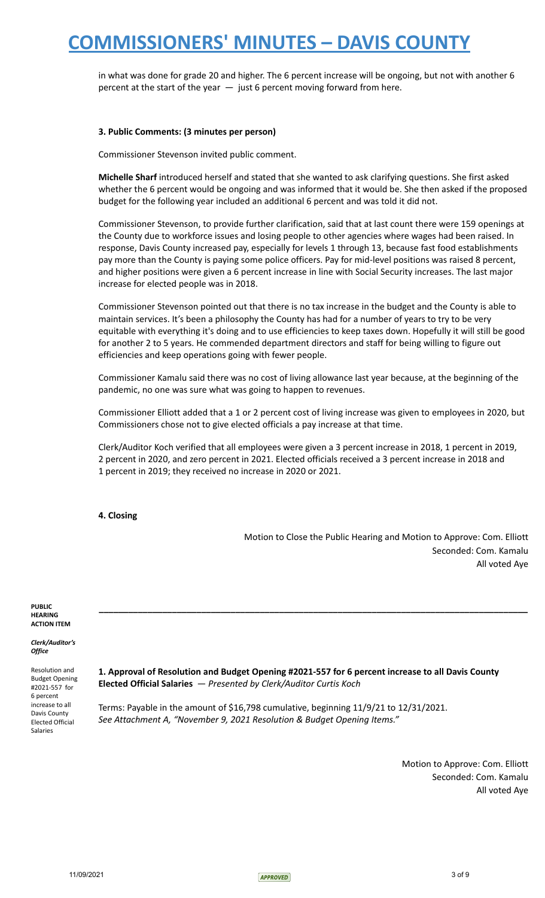in what was done for grade 20 and higher. The 6 percent increase will be ongoing, but not with another 6 percent at the start of the year — just 6 percent moving forward from here.

**3. Public Comments: (3 minutes per person)**

Commissioner Stevenson invited public comment.

**Michelle Sharf** introduced herself and stated that she wanted to ask clarifying questions. She first asked whether the 6 percent would be ongoing and was informed that it would be. She then asked if the proposed budget for the following year included an additional 6 percent and was told it did not.

Commissioner Stevenson, to provide further clarification, said that at last count there were 159 openings at the County due to workforce issues and losing people to other agencies where wages had been raised. In response, Davis County increased pay, especially for levels 1 through 13, because fast food establishments pay more than the County is paying some police officers. Pay for mid-level positions was raised 8 percent, and higher positions were given a 6 percent increase in line with Social Security increases. The last major increase for elected people was in 2018.

Commissioner Stevenson pointed out that there is no tax increase in the budget and the County is able to maintain services. It's been a philosophy the County has had for a number of years to try to be very equitable with everything it's doing and to use efficiencies to keep taxes down. Hopefully it will still be good for another 2 to 5 years. He commended department directors and staff for being willing to figure out efficiencies and keep operations going with fewer people.

Commissioner Kamalu said there was no cost of living allowance last year because, at the beginning of the pandemic, no one was sure what was going to happen to revenues.

Commissioner Elliott added that a 1 or 2 percent cost of living increase was given to employees in 2020, but Commissioners chose not to give elected officials a pay increase at that time.

Clerk/Auditor Koch verified that all employees were given a 3 percent increase in 2018, 1 percent in 2019, 2 percent in 2020, and zero percent in 2021. Elected officials received a 3 percent increase in 2018 and 1 percent in 2019; they received no increase in 2020 or 2021.

**4. Closing**

Motion to Close the Public Hearing and Motion to Approve: Com. Elliott
Seconded: Com. Kamalu
All voted Aye

---

**PUBLIC HEARING ACTION ITEM**

***Clerk/Auditor's Office***

Resolution and Budget Opening #2021-557 for 6 percent increase to all Davis County Elected Official Salaries

**1. Approval of Resolution and Budget Opening #2021-557 for 6 percent increase to all Davis County Elected Official Salaries** — *Presented by Clerk/Auditor Curtis Koch*

Terms: Payable in the amount of $16,798 cumulative, beginning 11/9/21 to 12/31/2021.
*See Attachment A, "November 9, 2021 Resolution & Budget Opening Items."*

Motion to Approve: Com. Elliott
Seconded: Com. Kamalu
All voted Aye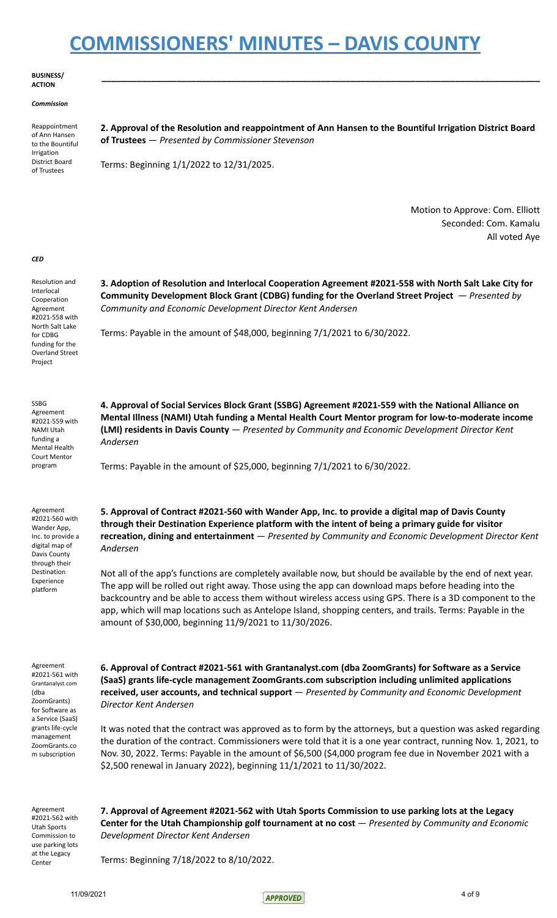**BUSINESS/ ACTION**

***Commission***

Reappointment of Ann Hansen to the Bountiful Irrigation District Board of Trustees

**2. Approval of the Resolution and reappointment of Ann Hansen to the Bountiful Irrigation District Board of Trustees** — *Presented by Commissioner Stevenson*

Terms: Beginning 1/1/2022 to 12/31/2025.

Motion to Approve: Com. Elliott
Seconded: Com. Kamalu
All voted Aye

***CED***

Resolution and Interlocal Cooperation Agreement #2021-558 with North Salt Lake for CDBG funding for the Overland Street Project

**3. Adoption of Resolution and Interlocal Cooperation Agreement #2021-558 with North Salt Lake City for Community Development Block Grant (CDBG) funding for the Overland Street Project** — *Presented by Community and Economic Development Director Kent Andersen*

Terms: Payable in the amount of $48,000, beginning 7/1/2021 to 6/30/2022.

SSBG Agreement #2021-559 with NAMI Utah funding a Mental Health Court Mentor program

**4. Approval of Social Services Block Grant (SSBG) Agreement #2021-559 with the National Alliance on Mental Illness (NAMI) Utah funding a Mental Health Court Mentor program for low-to-moderate income (LMI) residents in Davis County** — *Presented by Community and Economic Development Director Kent Andersen*

Terms: Payable in the amount of $25,000, beginning 7/1/2021 to 6/30/2022.

Agreement #2021-560 with Wander App, Inc. to provide a digital map of Davis County through their Destination Experience platform

**5. Approval of Contract #2021-560 with Wander App, Inc. to provide a digital map of Davis County through their Destination Experience platform with the intent of being a primary guide for visitor recreation, dining and entertainment** — *Presented by Community and Economic Development Director Kent Andersen*

Not all of the app's functions are completely available now, but should be available by the end of next year. The app will be rolled out right away. Those using the app can download maps before heading into the backcountry and be able to access them without wireless access using GPS. There is a 3D component to the app, which will map locations such as Antelope Island, shopping centers, and trails. Terms: Payable in the amount of $30,000, beginning 11/9/2021 to 11/30/2026.

Agreement #2021-561 with Grantanalyst.com (dba ZoomGrants) for Software as a Service (SaaS) grants life-cycle management ZoomGrants.com subscription

**6. Approval of Contract #2021-561 with Grantanalyst.com (dba ZoomGrants) for Software as a Service (SaaS) grants life-cycle management ZoomGrants.com subscription including unlimited applications received, user accounts, and technical support** — *Presented by Community and Economic Development Director Kent Andersen*

It was noted that the contract was approved as to form by the attorneys, but a question was asked regarding the duration of the contract. Commissioners were told that it is a one year contract, running Nov. 1, 2021, to Nov. 30, 2022. Terms: Payable in the amount of $6,500 ($4,000 program fee due in November 2021 with a $2,500 renewal in January 2022), beginning 11/1/2021 to 11/30/2022.

Agreement #2021-562 with Utah Sports Commission to use parking lots at the Legacy Center

**7. Approval of Agreement #2021-562 with Utah Sports Commission to use parking lots at the Legacy Center for the Utah Championship golf tournament at no cost** — *Presented by Community and Economic Development Director Kent Andersen*

Terms: Beginning 7/18/2022 to 8/10/2022.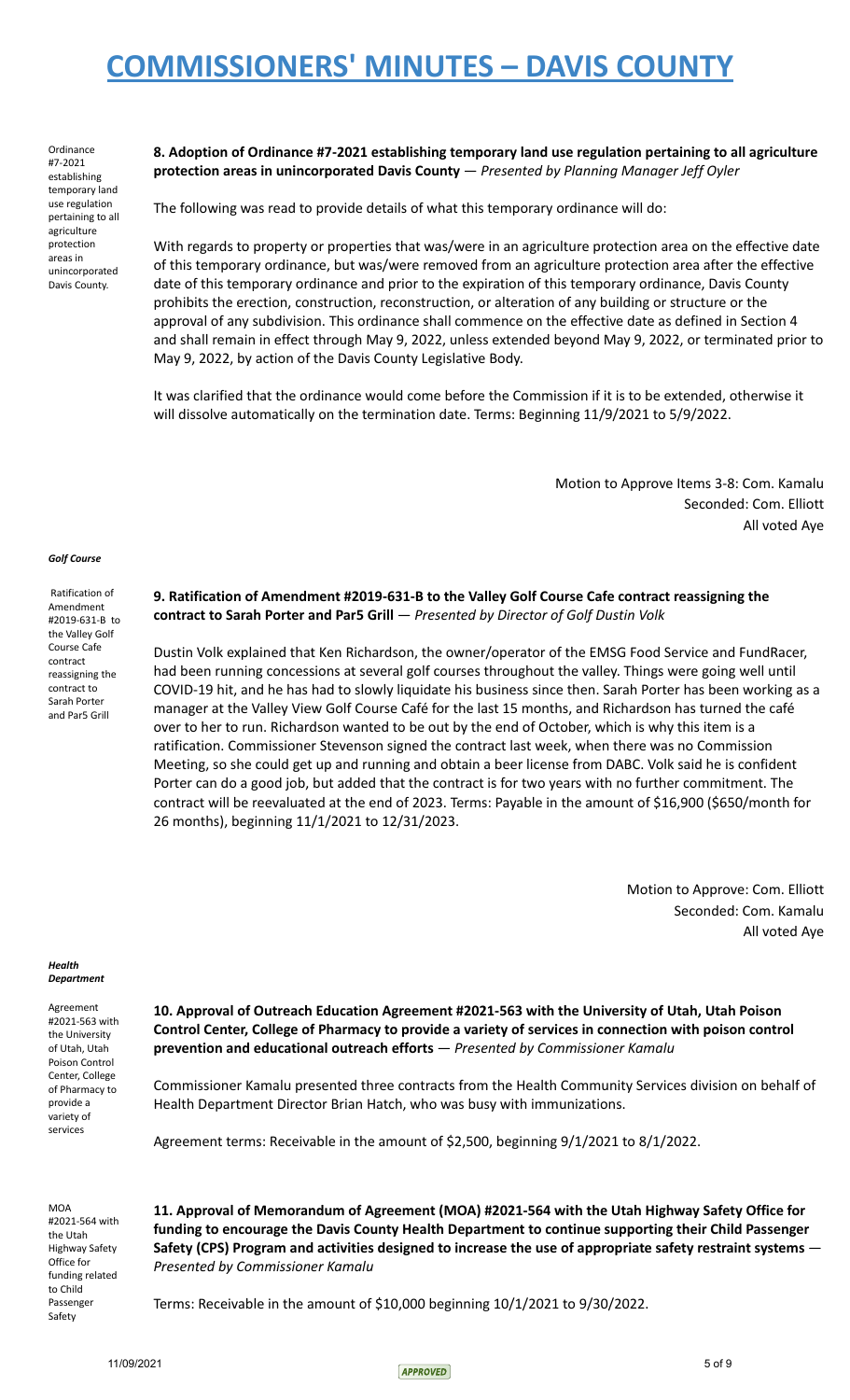Ordinance #7-2021 establishing temporary land use regulation pertaining to all agriculture protection areas in unincorporated Davis County.

**8. Adoption of Ordinance #7-2021 establishing temporary land use regulation pertaining to all agriculture protection areas in unincorporated Davis County** — *Presented by Planning Manager Jeff Oyler*

The following was read to provide details of what this temporary ordinance will do:

With regards to property or properties that was/were in an agriculture protection area on the effective date of this temporary ordinance, but was/were removed from an agriculture protection area after the effective date of this temporary ordinance and prior to the expiration of this temporary ordinance, Davis County prohibits the erection, construction, reconstruction, or alteration of any building or structure or the approval of any subdivision. This ordinance shall commence on the effective date as defined in Section 4 and shall remain in effect through May 9, 2022, unless extended beyond May 9, 2022, or terminated prior to May 9, 2022, by action of the Davis County Legislative Body.

It was clarified that the ordinance would come before the Commission if it is to be extended, otherwise it will dissolve automatically on the termination date. Terms: Beginning 11/9/2021 to 5/9/2022.

Motion to Approve Items 3-8: Com. Kamalu
Seconded: Com. Elliott
All voted Aye

***Golf Course***

Ratification of Amendment #2019-631-B to the Valley Golf Course Cafe contract reassigning the contract to Sarah Porter and Par5 Grill

**9. Ratification of Amendment #2019-631-B to the Valley Golf Course Cafe contract reassigning the contract to Sarah Porter and Par5 Grill** — *Presented by Director of Golf Dustin Volk*

Dustin Volk explained that Ken Richardson, the owner/operator of the EMSG Food Service and FundRacer, had been running concessions at several golf courses throughout the valley. Things were going well until COVID-19 hit, and he has had to slowly liquidate his business since then. Sarah Porter has been working as a manager at the Valley View Golf Course Café for the last 15 months, and Richardson has turned the café over to her to run. Richardson wanted to be out by the end of October, which is why this item is a ratification. Commissioner Stevenson signed the contract last week, when there was no Commission Meeting, so she could get up and running and obtain a beer license from DABC. Volk said he is confident Porter can do a good job, but added that the contract is for two years with no further commitment. The contract will be reevaluated at the end of 2023. Terms: Payable in the amount of $16,900 ($650/month for 26 months), beginning 11/1/2021 to 12/31/2023.

Motion to Approve: Com. Elliott
Seconded: Com. Kamalu
All voted Aye

***Health Department***

Agreement #2021-563 with the University of Utah, Utah Poison Control Center, College of Pharmacy to provide a variety of services

**10. Approval of Outreach Education Agreement #2021-563 with the University of Utah, Utah Poison Control Center, College of Pharmacy to provide a variety of services in connection with poison control prevention and educational outreach efforts** — *Presented by Commissioner Kamalu*

Commissioner Kamalu presented three contracts from the Health Community Services division on behalf of Health Department Director Brian Hatch, who was busy with immunizations.

Agreement terms: Receivable in the amount of $2,500, beginning 9/1/2021 to 8/1/2022.

MOA #2021-564 with the Utah Highway Safety Office for funding related to Child Passenger Safety

**11. Approval of Memorandum of Agreement (MOA) #2021-564 with the Utah Highway Safety Office for funding to encourage the Davis County Health Department to continue supporting their Child Passenger Safety (CPS) Program and activities designed to increase the use of appropriate safety restraint systems** — *Presented by Commissioner Kamalu*

Terms: Receivable in the amount of $10,000 beginning 10/1/2021 to 9/30/2022.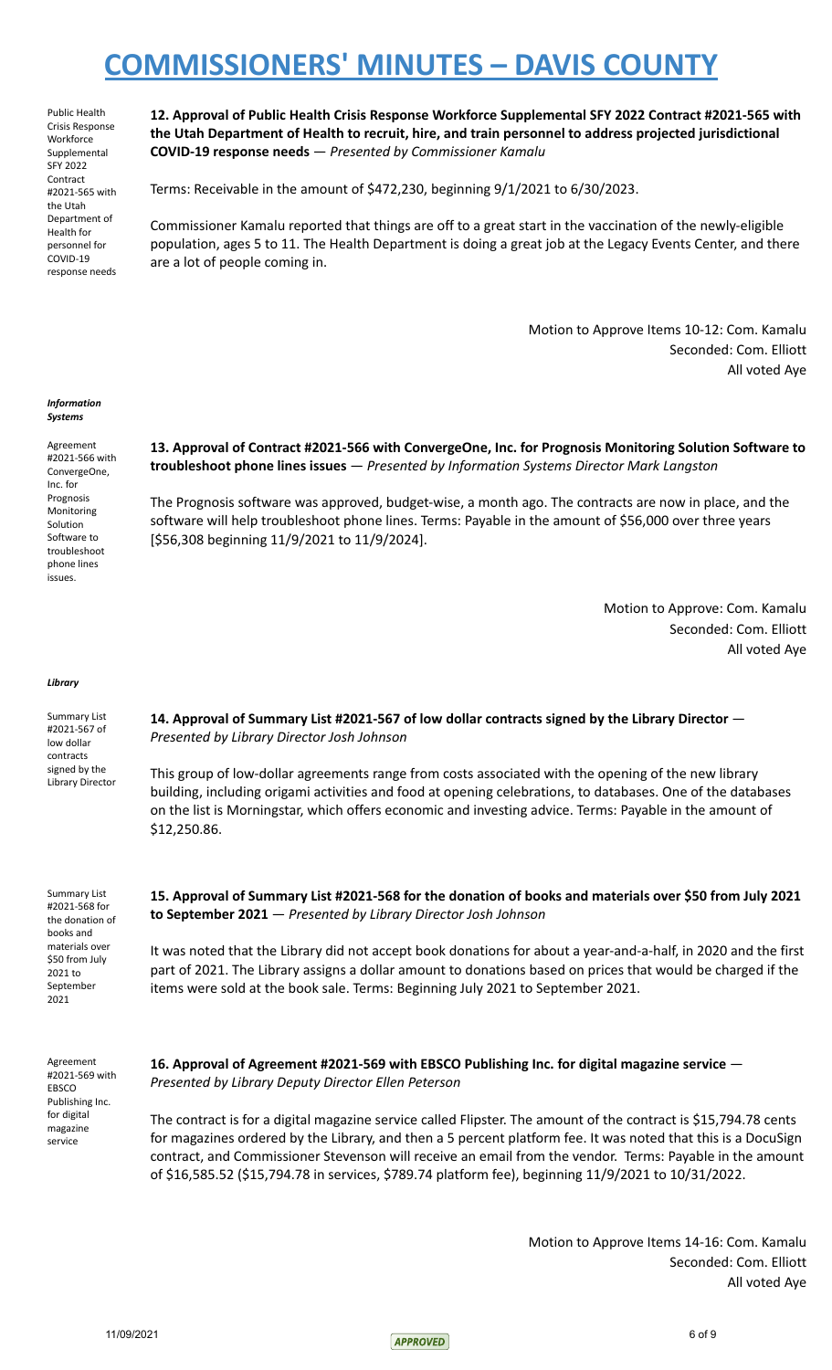Public Health Crisis Response Workforce Supplemental SFY 2022 Contract #2021-565 with the Utah Department of Health for personnel for COVID-19 response needs

**12. Approval of Public Health Crisis Response Workforce Supplemental SFY 2022 Contract #2021-565 with the Utah Department of Health to recruit, hire, and train personnel to address projected jurisdictional COVID-19 response needs** — *Presented by Commissioner Kamalu*

Terms: Receivable in the amount of $472,230, beginning 9/1/2021 to 6/30/2023.

Commissioner Kamalu reported that things are off to a great start in the vaccination of the newly-eligible population, ages 5 to 11. The Health Department is doing a great job at the Legacy Events Center, and there are a lot of people coming in.

Motion to Approve Items 10-12: Com. Kamalu
Seconded: Com. Elliott
All voted Aye

***Information Systems***

Agreement #2021-566 with ConvergeOne, Inc. for Prognosis Monitoring Solution Software to troubleshoot phone lines issues.

**13. Approval of Contract #2021-566 with ConvergeOne, Inc. for Prognosis Monitoring Solution Software to troubleshoot phone lines issues** — *Presented by Information Systems Director Mark Langston*

The Prognosis software was approved, budget-wise, a month ago. The contracts are now in place, and the software will help troubleshoot phone lines. Terms: Payable in the amount of $56,000 over three years [$56,308 beginning 11/9/2021 to 11/9/2024].

Motion to Approve: Com. Kamalu
Seconded: Com. Elliott
All voted Aye

***Library***

Summary List #2021-567 of low dollar contracts signed by the Library Director

**14. Approval of Summary List #2021-567 of low dollar contracts signed by the Library Director** — *Presented by Library Director Josh Johnson*

This group of low-dollar agreements range from costs associated with the opening of the new library building, including origami activities and food at opening celebrations, to databases. One of the databases on the list is Morningstar, which offers economic and investing advice. Terms: Payable in the amount of $12,250.86.

Summary List #2021-568 for the donation of books and materials over $50 from July 2021 to September 2021

**15. Approval of Summary List #2021-568 for the donation of books and materials over $50 from July 2021 to September 2021** — *Presented by Library Director Josh Johnson*

It was noted that the Library did not accept book donations for about a year-and-a-half, in 2020 and the first part of 2021. The Library assigns a dollar amount to donations based on prices that would be charged if the items were sold at the book sale. Terms: Beginning July 2021 to September 2021.

Agreement #2021-569 with EBSCO Publishing Inc. for digital magazine service

**16. Approval of Agreement #2021-569 with EBSCO Publishing Inc. for digital magazine service** — *Presented by Library Deputy Director Ellen Peterson*

The contract is for a digital magazine service called Flipster. The amount of the contract is $15,794.78 cents for magazines ordered by the Library, and then a 5 percent platform fee. It was noted that this is a DocuSign contract, and Commissioner Stevenson will receive an email from the vendor. Terms: Payable in the amount of $16,585.52 ($15,794.78 in services, $789.74 platform fee), beginning 11/9/2021 to 10/31/2022.

Motion to Approve Items 14-16: Com. Kamalu
Seconded: Com. Elliott
All voted Aye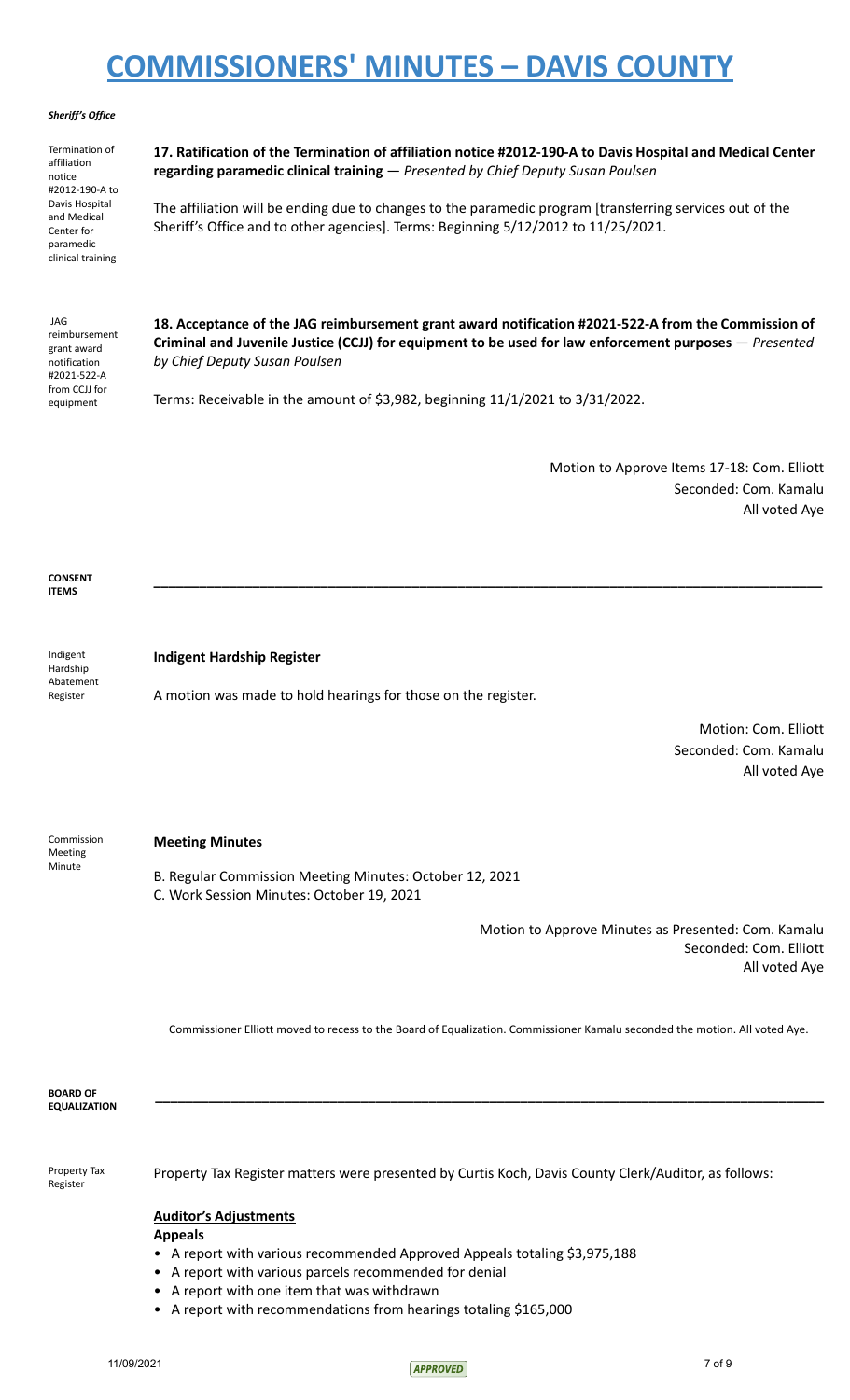# COMMISSIONERS' MINUTES – DAVIS COUNTY

***Sheriff's Office***

Termination of affiliation notice #2012-190-A to Davis Hospital and Medical Center for paramedic clinical training

**17. Ratification of the Termination of affiliation notice #2012-190-A to Davis Hospital and Medical Center regarding paramedic clinical training** — *Presented by Chief Deputy Susan Poulsen*

The affiliation will be ending due to changes to the paramedic program [transferring services out of the Sheriff's Office and to other agencies]. Terms: Beginning 5/12/2012 to 11/25/2021.

JAG reimbursement grant award notification #2021-522-A from CCJJ for equipment

**18. Acceptance of the JAG reimbursement grant award notification #2021-522-A from the Commission of Criminal and Juvenile Justice (CCJJ) for equipment to be used for law enforcement purposes** — *Presented by Chief Deputy Susan Poulsen*

Terms: Receivable in the amount of $3,982, beginning 11/1/2021 to 3/31/2022.

Motion to Approve Items 17-18: Com. Elliott
Seconded: Com. Kamalu
All voted Aye

**CONSENT ITEMS**

---

Indigent Hardship Abatement Register

**Indigent Hardship Register**

A motion was made to hold hearings for those on the register.

Motion: Com. Elliott
Seconded: Com. Kamalu
All voted Aye

Commission Meeting Minute

**Meeting Minutes**

B. Regular Commission Meeting Minutes: October 12, 2021
C. Work Session Minutes: October 19, 2021

Motion to Approve Minutes as Presented: Com. Kamalu
Seconded: Com. Elliott
All voted Aye

Commissioner Elliott moved to recess to the Board of Equalization. Commissioner Kamalu seconded the motion. All voted Aye.

**BOARD OF EQUALIZATION**

---

Property Tax Register

Property Tax Register matters were presented by Curtis Koch, Davis County Clerk/Auditor, as follows:

**Auditor's Adjustments**

**Appeals**

- A report with various recommended Approved Appeals totaling $3,975,188
- A report with various parcels recommended for denial
- A report with one item that was withdrawn
- A report with recommendations from hearings totaling $165,000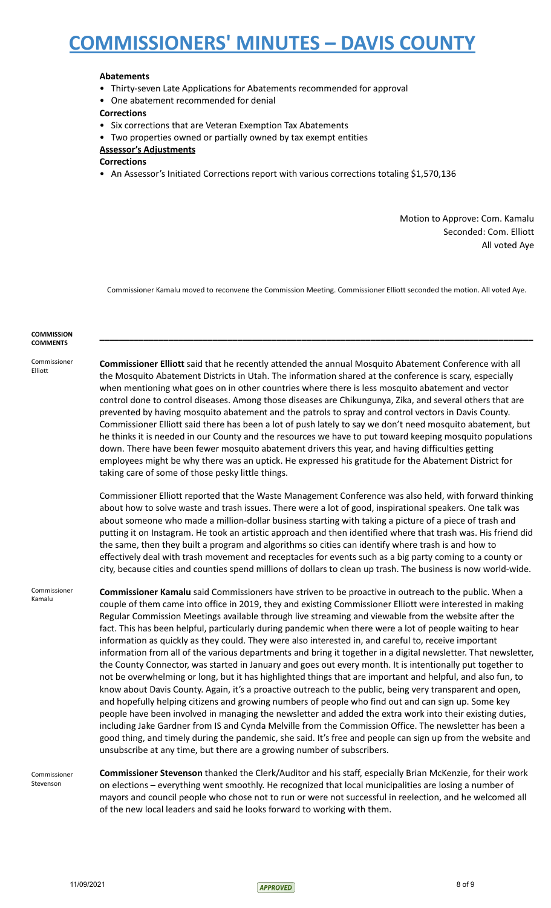**Abatements**

- Thirty-seven Late Applications for Abatements recommended for approval
- One abatement recommended for denial

**Corrections**

- Six corrections that are Veteran Exemption Tax Abatements
- Two properties owned or partially owned by tax exempt entities

**Assessor's Adjustments**

**Corrections**

- An Assessor's Initiated Corrections report with various corrections totaling $1,570,136

Motion to Approve: Com. Kamalu
Seconded: Com. Elliott
All voted Aye

Commissioner Kamalu moved to reconvene the Commission Meeting. Commissioner Elliott seconded the motion. All voted Aye.

## COMMISSION COMMENTS

*Commissioner Elliott*

**Commissioner Elliott** said that he recently attended the annual Mosquito Abatement Conference with all the Mosquito Abatement Districts in Utah. The information shared at the conference is scary, especially when mentioning what goes on in other countries where there is less mosquito abatement and vector control done to control diseases. Among those diseases are Chikungunya, Zika, and several others that are prevented by having mosquito abatement and the patrols to spray and control vectors in Davis County. Commissioner Elliott said there has been a lot of push lately to say we don't need mosquito abatement, but he thinks it is needed in our County and the resources we have to put toward keeping mosquito populations down. There have been fewer mosquito abatement drivers this year, and having difficulties getting employees might be why there was an uptick. He expressed his gratitude for the Abatement District for taking care of some of those pesky little things.

Commissioner Elliott reported that the Waste Management Conference was also held, with forward thinking about how to solve waste and trash issues. There were a lot of good, inspirational speakers. One talk was about someone who made a million-dollar business starting with taking a picture of a piece of trash and putting it on Instagram. He took an artistic approach and then identified where that trash was. His friend did the same, then they built a program and algorithms so cities can identify where trash is and how to effectively deal with trash movement and receptacles for events such as a big party coming to a county or city, because cities and counties spend millions of dollars to clean up trash. The business is now world-wide.

*Commissioner Kamalu*

**Commissioner Kamalu** said Commissioners have striven to be proactive in outreach to the public. When a couple of them came into office in 2019, they and existing Commissioner Elliott were interested in making Regular Commission Meetings available through live streaming and viewable from the website after the fact. This has been helpful, particularly during pandemic when there were a lot of people waiting to hear information as quickly as they could. They were also interested in, and careful to, receive important information from all of the various departments and bring it together in a digital newsletter. That newsletter, the County Connector, was started in January and goes out every month. It is intentionally put together to not be overwhelming or long, but it has highlighted things that are important and helpful, and also fun, to know about Davis County. Again, it's a proactive outreach to the public, being very transparent and open, and hopefully helping citizens and growing numbers of people who find out and can sign up. Some key people have been involved in managing the newsletter and added the extra work into their existing duties, including Jake Gardner from IS and Cynda Melville from the Commission Office. The newsletter has been a good thing, and timely during the pandemic, she said. It's free and people can sign up from the website and unsubscribe at any time, but there are a growing number of subscribers.

*Commissioner Stevenson*

**Commissioner Stevenson** thanked the Clerk/Auditor and his staff, especially Brian McKenzie, for their work on elections – everything went smoothly. He recognized that local municipalities are losing a number of mayors and council people who chose not to run or were not successful in reelection, and he welcomed all of the new local leaders and said he looks forward to working with them.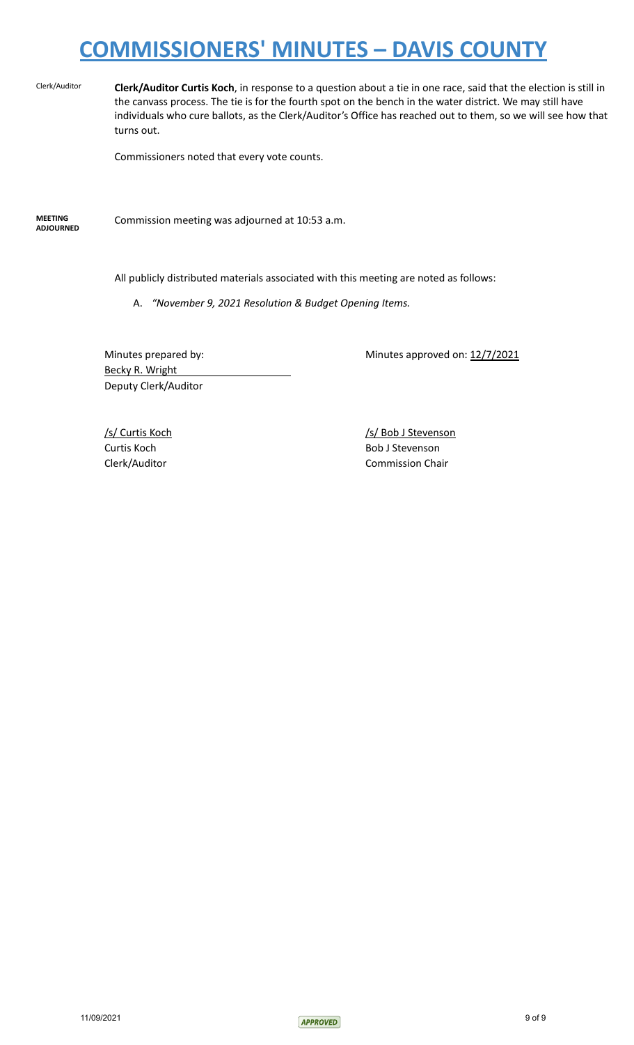Clerk/Auditor

**Clerk/Auditor Curtis Koch**, in response to a question about a tie in one race, said that the election is still in the canvass process. The tie is for the fourth spot on the bench in the water district. We may still have individuals who cure ballots, as the Clerk/Auditor's Office has reached out to them, so we will see how that turns out.

Commissioners noted that every vote counts.

**MEETING ADJOURNED**

Commission meeting was adjourned at 10:53 a.m.

All publicly distributed materials associated with this meeting are noted as follows:

A. *"November 9, 2021 Resolution & Budget Opening Items.*

Minutes prepared by:
Becky R. Wright
Deputy Clerk/Auditor

Minutes approved on: 12/7/2021

/s/ Curtis Koch
Curtis Koch
Clerk/Auditor

/s/ Bob J Stevenson
Bob J Stevenson
Commission Chair